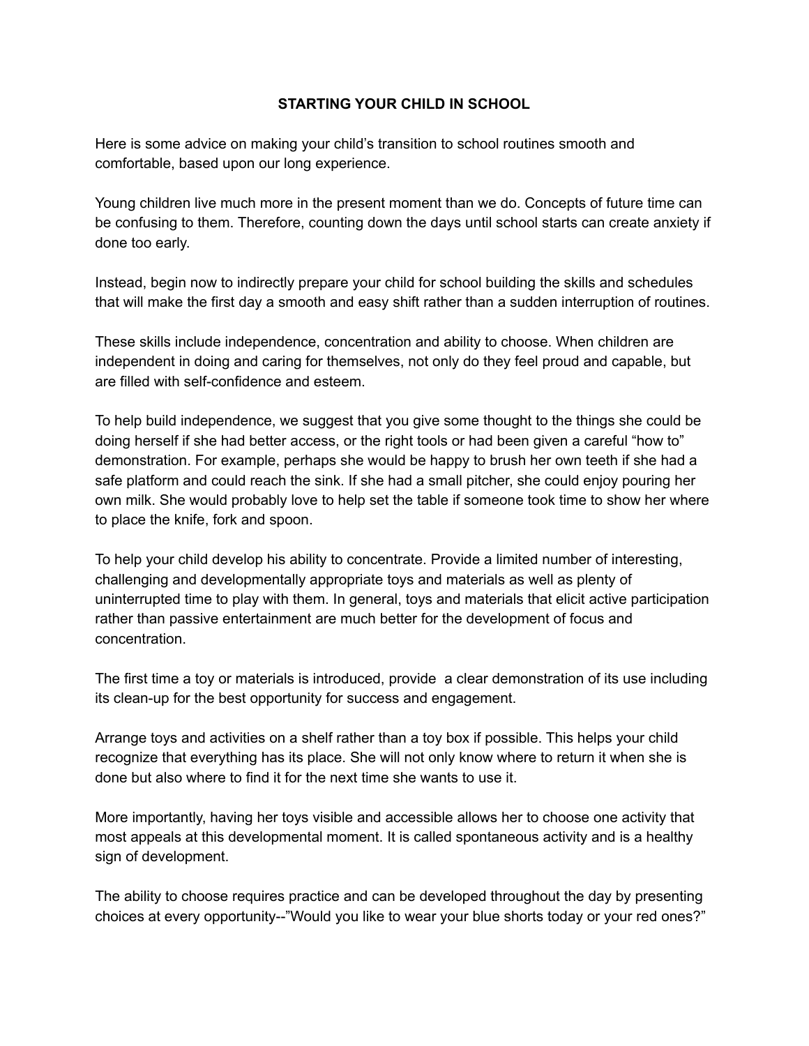# STARTING YOUR CHILD IN SCHOOL

Here is some advice on making your child's transition to school routines smooth and comfortable, based upon our long experience.

Young children live much more in the present moment than we do. Concepts of future time can be confusing to them. Therefore, counting down the days until school starts can create anxiety if done too early.

Instead, begin now to indirectly prepare your child for school building the skills and schedules that will make the first day a smooth and easy shift rather than a sudden interruption of routines.

These skills include independence, concentration and ability to choose. When children are independent in doing and caring for themselves, not only do they feel proud and capable, but are filled with self-confidence and esteem.

To help build independence, we suggest that you give some thought to the things she could be doing herself if she had better access, or the right tools or had been given a careful "how to" demonstration. For example, perhaps she would be happy to brush her own teeth if she had a safe platform and could reach the sink. If she had a small pitcher, she could enjoy pouring her own milk. She would probably love to help set the table if someone took time to show her where to place the knife, fork and spoon.

To help your child develop his ability to concentrate. Provide a limited number of interesting, challenging and developmentally appropriate toys and materials as well as plenty of uninterrupted time to play with them. In general, toys and materials that elicit active participation rather than passive entertainment are much better for the development of focus and concentration.

The first time a toy or materials is introduced, provide a clear demonstration of its use including its clean-up for the best opportunity for success and engagement.

Arrange toys and activities on a shelf rather than a toy box if possible. This helps your child recognize that everything has its place. She will not only know where to return it when she is done but also where to find it for the next time she wants to use it.

More importantly, having her toys visible and accessible allows her to choose one activity that most appeals at this developmental moment. It is called spontaneous activity and is a healthy sign of development.

The ability to choose requires practice and can be developed throughout the day by presenting choices at every opportunity--"Would you like to wear your blue shorts today or your red ones?"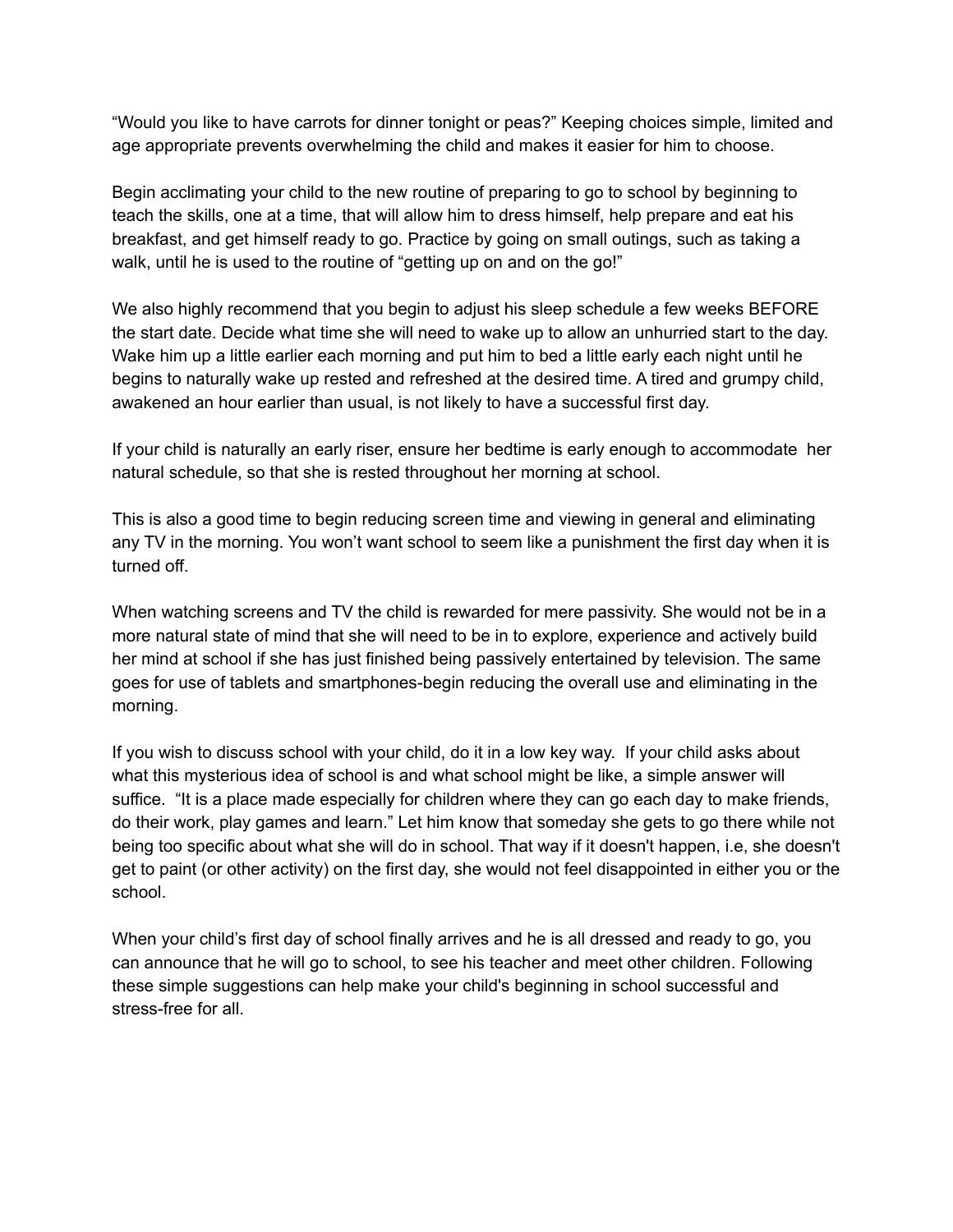"Would you like to have carrots for dinner tonight or peas?" Keeping choices simple, limited and age appropriate prevents overwhelming the child and makes it easier for him to choose.

Begin acclimating your child to the new routine of preparing to go to school by beginning to teach the skills, one at a time, that will allow him to dress himself, help prepare and eat his breakfast, and get himself ready to go. Practice by going on small outings, such as taking a walk, until he is used to the routine of "getting up on and on the go!"

We also highly recommend that you begin to adjust his sleep schedule a few weeks BEFORE the start date. Decide what time she will need to wake up to allow an unhurried start to the day. Wake him up a little earlier each morning and put him to bed a little early each night until he begins to naturally wake up rested and refreshed at the desired time. A tired and grumpy child, awakened an hour earlier than usual, is not likely to have a successful first day.

If your child is naturally an early riser, ensure her bedtime is early enough to accommodate her natural schedule, so that she is rested throughout her morning at school.

This is also a good time to begin reducing screen time and viewing in general and eliminating any TV in the morning. You won't want school to seem like a punishment the first day when it is turned off.

When watching screens and TV the child is rewarded for mere passivity. She would not be in a more natural state of mind that she will need to be in to explore, experience and actively build her mind at school if she has just finished being passively entertained by television. The same goes for use of tablets and smartphones-begin reducing the overall use and eliminating in the morning.

If you wish to discuss school with your child, do it in a low key way. If your child asks about what this mysterious idea of school is and what school might be like, a simple answer will suffice. "It is a place made especially for children where they can go each day to make friends, do their work, play games and learn." Let him know that someday she gets to go there while not being too specific about what she will do in school. That way if it doesn't happen, i.e, she doesn't get to paint (or other activity) on the first day, she would not feel disappointed in either you or the school.

When your child's first day of school finally arrives and he is all dressed and ready to go, you can announce that he will go to school, to see his teacher and meet other children. Following these simple suggestions can help make your child's beginning in school successful and stress-free for all.